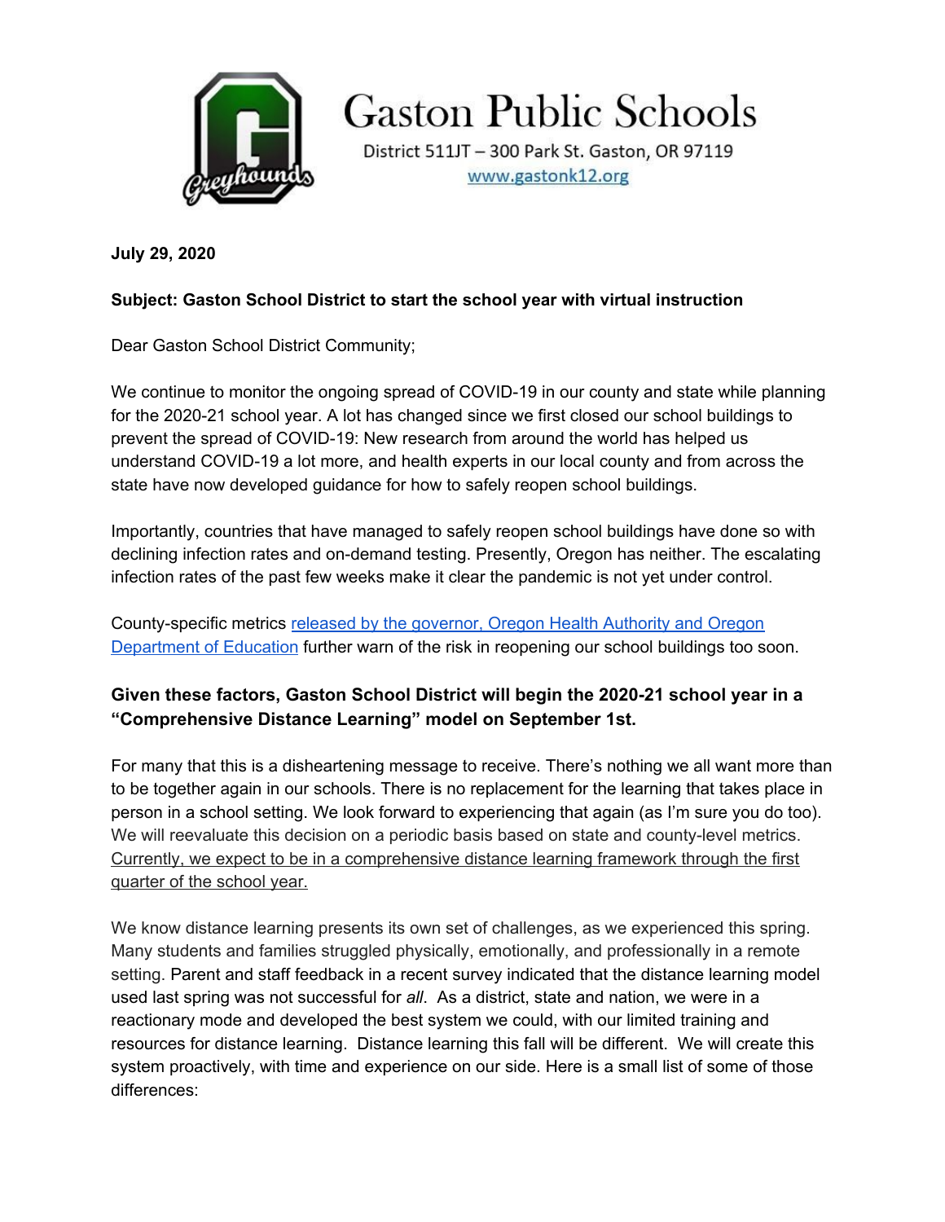# Gaston Public Schools

District 511JT – 300 Park St. Gaston, OR 97119

www.gastonk12.org

**July 29, 2020**

**Subject: Gaston School District to start the school year with virtual instruction**

Dear Gaston School District Community;

We continue to monitor the ongoing spread of COVID-19 in our county and state while planning for the 2020-21 school year. A lot has changed since we first closed our school buildings to prevent the spread of COVID-19: New research from around the world has helped us understand COVID-19 a lot more, and health experts in our local county and from across the state have now developed guidance for how to safely reopen school buildings.

Importantly, countries that have managed to safely reopen school buildings have done so with declining infection rates and on-demand testing. Presently, Oregon has neither. The escalating infection rates of the past few weeks make it clear the pandemic is not yet under control.

County-specific metrics released by the governor, Oregon Health Authority and Oregon Department of Education further warn of the risk in reopening our school buildings too soon.

### Given these factors, Gaston School District will begin the 2020-21 school year in a "Comprehensive Distance Learning" model on September 1st.

For many that this is a disheartening message to receive. There's nothing we all want more than to be together again in our schools. There is no replacement for the learning that takes place in person in a school setting. We look forward to experiencing that again (as I'm sure you do too). We will reevaluate this decision on a periodic basis based on state and county-level metrics. Currently, we expect to be in a comprehensive distance learning framework through the first quarter of the school year.

We know distance learning presents its own set of challenges, as we experienced this spring. Many students and families struggled physically, emotionally, and professionally in a remote setting. Parent and staff feedback in a recent survey indicated that the distance learning model used last spring was not successful for *all*. As a district, state and nation, we were in a reactionary mode and developed the best system we could, with our limited training and resources for distance learning. Distance learning this fall will be different. We will create this system proactively, with time and experience on our side. Here is a small list of some of those differences: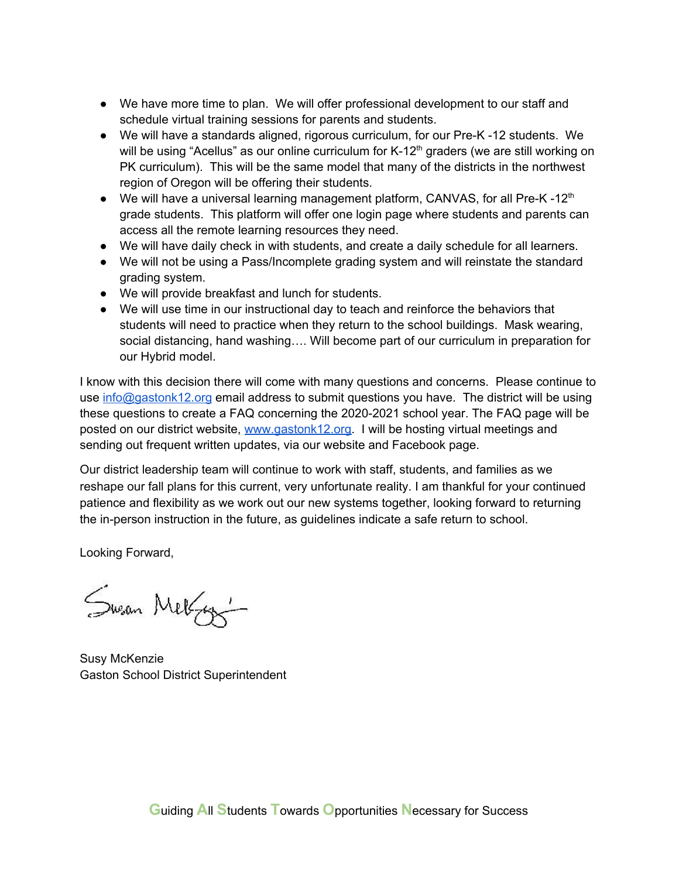- We have more time to plan. We will offer professional development to our staff and schedule virtual training sessions for parents and students.
- We will have a standards aligned, rigorous curriculum, for our Pre-K -12 students. We will be using "Acellus" as our online curriculum for K-12th graders (we are still working on PK curriculum). This will be the same model that many of the districts in the northwest region of Oregon will be offering their students.
- We will have a universal learning management platform, CANVAS, for all Pre-K -12th grade students. This platform will offer one login page where students and parents can access all the remote learning resources they need.
- We will have daily check in with students, and create a daily schedule for all learners.
- We will not be using a Pass/Incomplete grading system and will reinstate the standard grading system.
- We will provide breakfast and lunch for students.
- We will use time in our instructional day to teach and reinforce the behaviors that students will need to practice when they return to the school buildings. Mask wearing, social distancing, hand washing…. Will become part of our curriculum in preparation for our Hybrid model.

I know with this decision there will come with many questions and concerns. Please continue to use info@gastonk12.org email address to submit questions you have. The district will be using these questions to create a FAQ concerning the 2020-2021 school year. The FAQ page will be posted on our district website, www.gastonk12.org. I will be hosting virtual meetings and sending out frequent written updates, via our website and Facebook page.

Our district leadership team will continue to work with staff, students, and families as we reshape our fall plans for this current, very unfortunate reality. I am thankful for your continued patience and flexibility as we work out our new systems together, looking forward to returning the in-person instruction in the future, as guidelines indicate a safe return to school.

Looking Forward,

Susy McKenzie
Gaston School District Superintendent

Guiding All Students Towards Opportunities Necessary for Success